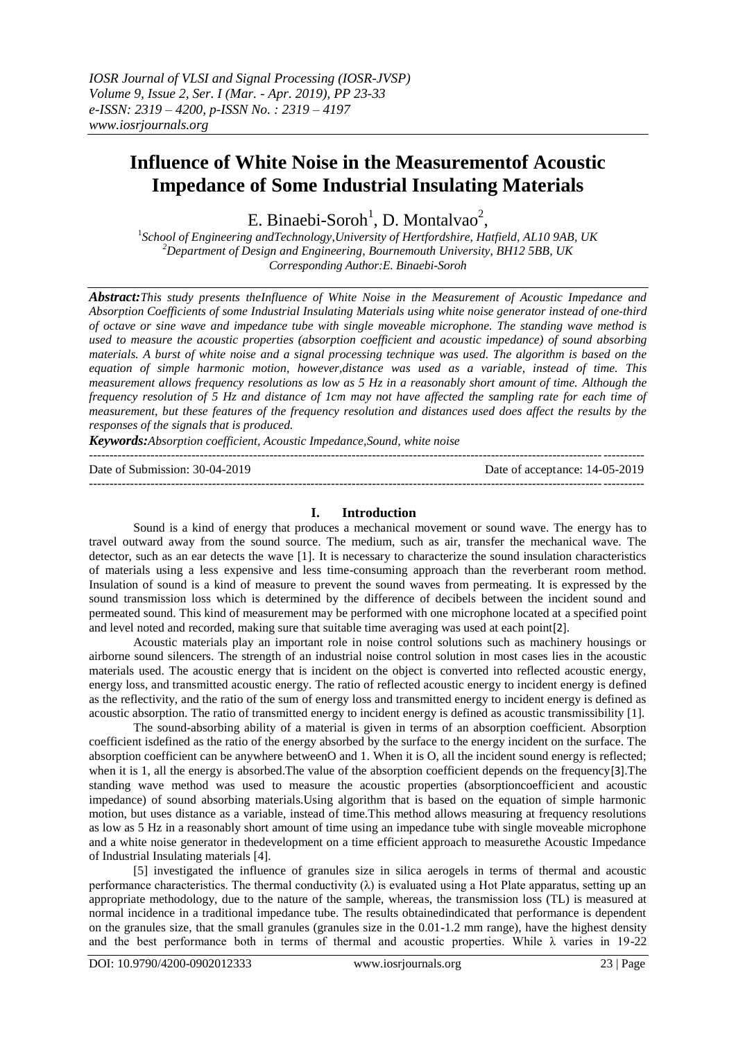# Influence of White Noise in the Measurementof Acoustic Impedance of Some Industrial Insulating Materials

E. Binaebi-Soroh[1], D. Montalvao[2],

[1]School of Engineering andTechnology,University of Hertfordshire, Hatfield, AL10 9AB, UK
[2]Department of Design and Engineering, Bournemouth University, BH12 5BB, UK
Corresponding Author:E. Binaebi-Soroh

***Abstract:****This study presents theInfluence of White Noise in the Measurement of Acoustic Impedance and Absorption Coefficients of some Industrial Insulating Materials using white noise generator instead of one-third of octave or sine wave and impedance tube with single moveable microphone. The standing wave method is used to measure the acoustic properties (absorption coefficient and acoustic impedance) of sound absorbing materials. A burst of white noise and a signal processing technique was used. The algorithm is based on the equation of simple harmonic motion, however,distance was used as a variable, instead of time. This measurement allows frequency resolutions as low as 5 Hz in a reasonably short amount of time. Although the frequency resolution of 5 Hz and distance of 1cm may not have affected the sampling rate for each time of measurement, but these features of the frequency resolution and distances used does affect the results by the responses of the signals that is produced.*

***Keywords:****Absorption coefficient, Acoustic Impedance,Sound, white noise*

---

Date of Submission: 30-04-2019 Date of acceptance: 14-05-2019

---

## I. Introduction

Sound is a kind of energy that produces a mechanical movement or sound wave. The energy has to travel outward away from the sound source. The medium, such as air, transfer the mechanical wave. The detector, such as an ear detects the wave [1]. It is necessary to characterize the sound insulation characteristics of materials using a less expensive and less time-consuming approach than the reverberant room method. Insulation of sound is a kind of measure to prevent the sound waves from permeating. It is expressed by the sound transmission loss which is determined by the difference of decibels between the incident sound and permeated sound. This kind of measurement may be performed with one microphone located at a specified point and level noted and recorded, making sure that suitable time averaging was used at each point[2].

Acoustic materials play an important role in noise control solutions such as machinery housings or airborne sound silencers. The strength of an industrial noise control solution in most cases lies in the acoustic materials used. The acoustic energy that is incident on the object is converted into reflected acoustic energy, energy loss, and transmitted acoustic energy. The ratio of reflected acoustic energy to incident energy is defined as the reflectivity, and the ratio of the sum of energy loss and transmitted energy to incident energy is defined as acoustic absorption. The ratio of transmitted energy to incident energy is defined as acoustic transmissibility [1].

The sound-absorbing ability of a material is given in terms of an absorption coefficient. Absorption coefficient isdefined as the ratio of the energy absorbed by the surface to the energy incident on the surface. The absorption coefficient can be anywhere betweenO and 1. When it is O, all the incident sound energy is reflected; when it is 1, all the energy is absorbed.The value of the absorption coefficient depends on the frequency[3].The standing wave method was used to measure the acoustic properties (absorptioncoefficient and acoustic impedance) of sound absorbing materials.Using algorithm that is based on the equation of simple harmonic motion, but uses distance as a variable, instead of time.This method allows measuring at frequency resolutions as low as 5 Hz in a reasonably short amount of time using an impedance tube with single moveable microphone and a white noise generator in thedevelopment on a time efficient approach to measurethe Acoustic Impedance of Industrial Insulating materials [4].

[5] investigated the influence of granules size in silica aerogels in terms of thermal and acoustic performance characteristics. The thermal conductivity (λ) is evaluated using a Hot Plate apparatus, setting up an appropriate methodology, due to the nature of the sample, whereas, the transmission loss (TL) is measured at normal incidence in a traditional impedance tube. The results obtainedindicated that performance is dependent on the granules size, that the small granules (granules size in the 0.01-1.2 mm range), have the highest density and the best performance both in terms of thermal and acoustic properties. While λ varies in 19-22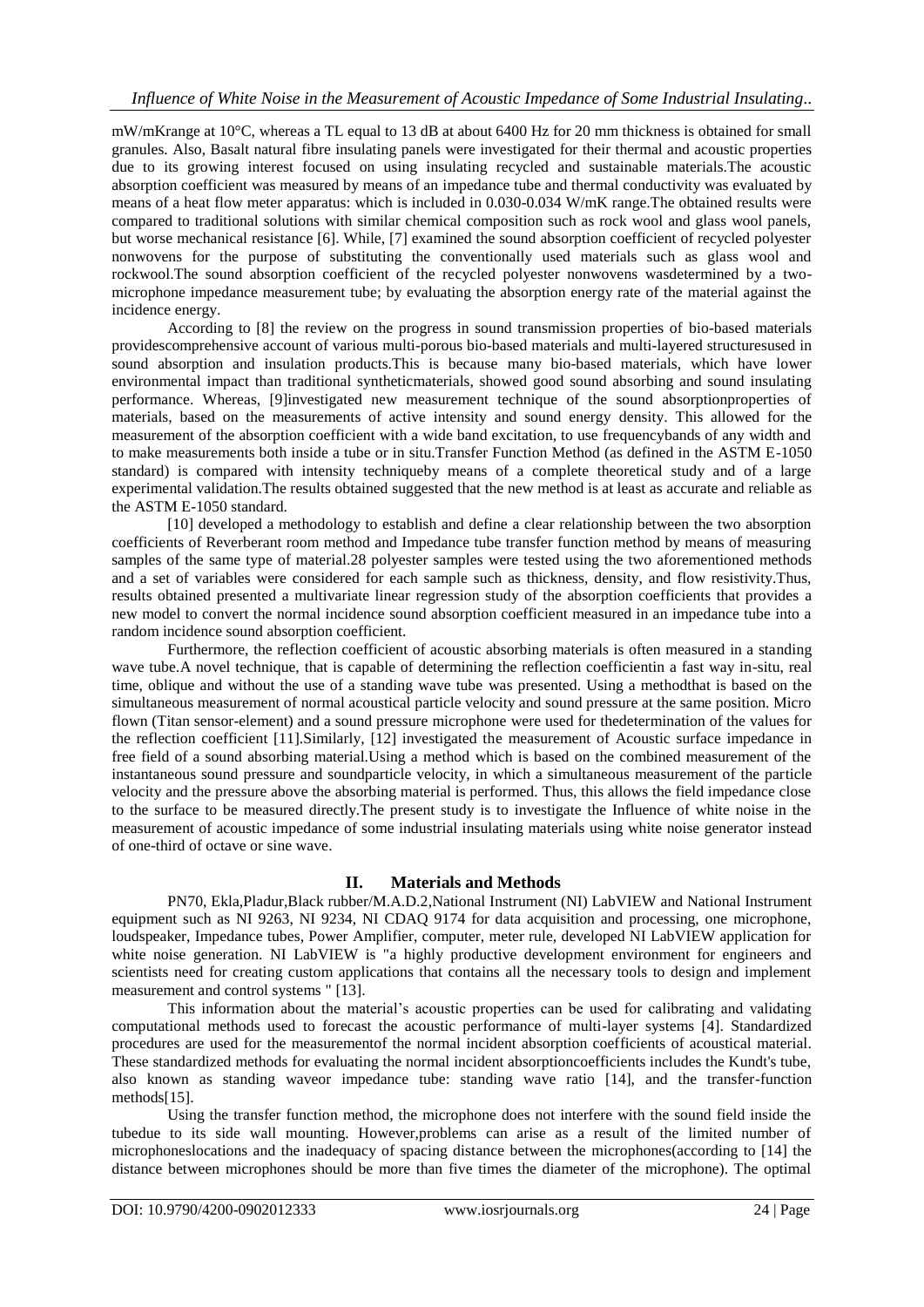mW/mKrange at 10°C, whereas a TL equal to 13 dB at about 6400 Hz for 20 mm thickness is obtained for small granules. Also, Basalt natural fibre insulating panels were investigated for their thermal and acoustic properties due to its growing interest focused on using insulating recycled and sustainable materials.The acoustic absorption coefficient was measured by means of an impedance tube and thermal conductivity was evaluated by means of a heat flow meter apparatus: which is included in 0.030-0.034 W/mK range.The obtained results were compared to traditional solutions with similar chemical composition such as rock wool and glass wool panels, but worse mechanical resistance [6]. While, [7] examined the sound absorption coefficient of recycled polyester nonwovens for the purpose of substituting the conventionally used materials such as glass wool and rockwool.The sound absorption coefficient of the recycled polyester nonwovens wasdetermined by a two-microphone impedance measurement tube; by evaluating the absorption energy rate of the material against the incidence energy.

According to [8] the review on the progress in sound transmission properties of bio-based materials providescomprehensive account of various multi-porous bio-based materials and multi-layered structuresused in sound absorption and insulation products.This is because many bio-based materials, which have lower environmental impact than traditional syntheticmaterials, showed good sound absorbing and sound insulating performance. Whereas, [9]investigated new measurement technique of the sound absorptionproperties of materials, based on the measurements of active intensity and sound energy density. This allowed for the measurement of the absorption coefficient with a wide band excitation, to use frequencybands of any width and to make measurements both inside a tube or in situ.Transfer Function Method (as defined in the ASTM E-1050 standard) is compared with intensity techniqueby means of a complete theoretical study and of a large experimental validation.The results obtained suggested that the new method is at least as accurate and reliable as the ASTM E-1050 standard.

[10] developed a methodology to establish and define a clear relationship between the two absorption coefficients of Reverberant room method and Impedance tube transfer function method by means of measuring samples of the same type of material.28 polyester samples were tested using the two aforementioned methods and a set of variables were considered for each sample such as thickness, density, and flow resistivity.Thus, results obtained presented a multivariate linear regression study of the absorption coefficients that provides a new model to convert the normal incidence sound absorption coefficient measured in an impedance tube into a random incidence sound absorption coefficient.

Furthermore, the reflection coefficient of acoustic absorbing materials is often measured in a standing wave tube.A novel technique, that is capable of determining the reflection coefficientin a fast way in-situ, real time, oblique and without the use of a standing wave tube was presented. Using a methodthat is based on the simultaneous measurement of normal acoustical particle velocity and sound pressure at the same position. Micro flown (Titan sensor-element) and a sound pressure microphone were used for thedetermination of the values for the reflection coefficient [11].Similarly, [12] investigated the measurement of Acoustic surface impedance in free field of a sound absorbing material.Using a method which is based on the combined measurement of the instantaneous sound pressure and soundparticle velocity, in which a simultaneous measurement of the particle velocity and the pressure above the absorbing material is performed. Thus, this allows the field impedance close to the surface to be measured directly.The present study is to investigate the Influence of white noise in the measurement of acoustic impedance of some industrial insulating materials using white noise generator instead of one-third of octave or sine wave.

## II. Materials and Methods

PN70, Ekla,Pladur,Black rubber/M.A.D.2,National Instrument (NI) LabVIEW and National Instrument equipment such as NI 9263, NI 9234, NI CDAQ 9174 for data acquisition and processing, one microphone, loudspeaker, Impedance tubes, Power Amplifier, computer, meter rule, developed NI LabVIEW application for white noise generation. NI LabVIEW is "a highly productive development environment for engineers and scientists need for creating custom applications that contains all the necessary tools to design and implement measurement and control systems " [13].

This information about the material's acoustic properties can be used for calibrating and validating computational methods used to forecast the acoustic performance of multi-layer systems [4]. Standardized procedures are used for the measurementof the normal incident absorption coefficients of acoustical material. These standardized methods for evaluating the normal incident absorptioncoefficients includes the Kundt's tube, also known as standing waveor impedance tube: standing wave ratio [14], and the transfer-function methods[15].

Using the transfer function method, the microphone does not interfere with the sound field inside the tubedue to its side wall mounting. However,problems can arise as a result of the limited number of microphoneslocations and the inadequacy of spacing distance between the microphones(according to [14] the distance between microphones should be more than five times the diameter of the microphone). The optimal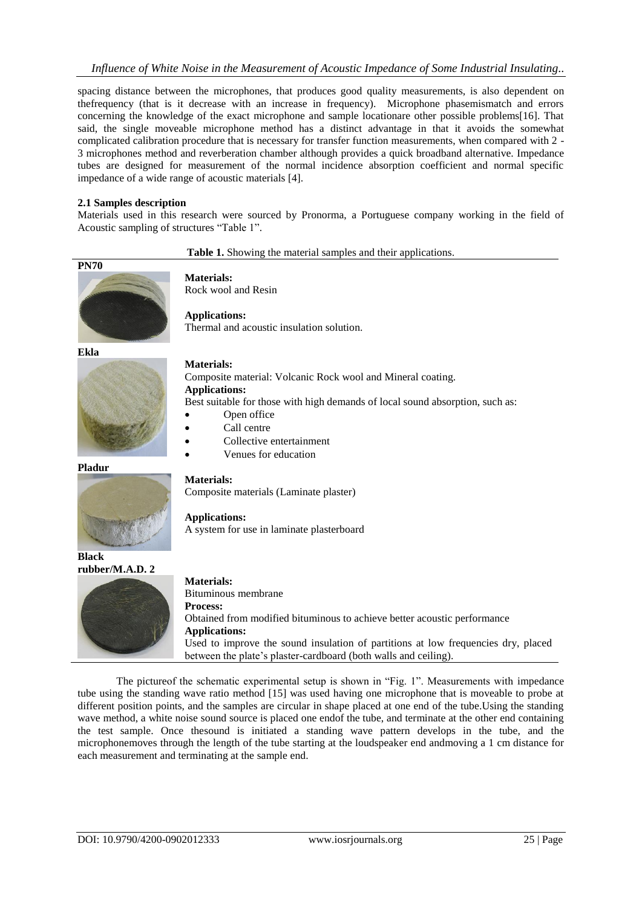spacing distance between the microphones, that produces good quality measurements, is also dependent on thefrequency (that is it decrease with an increase in frequency). Microphone phasemismatch and errors concerning the knowledge of the exact microphone and sample locationare other possible problems[16]. That said, the single moveable microphone method has a distinct advantage in that it avoids the somewhat complicated calibration procedure that is necessary for transfer function measurements, when compared with 2 - 3 microphones method and reverberation chamber although provides a quick broadband alternative. Impedance tubes are designed for measurement of the normal incidence absorption coefficient and normal specific impedance of a wide range of acoustic materials [4].

### 2.1 Samples description

Materials used in this research were sourced by Pronorma, a Portuguese company working in the field of Acoustic sampling of structures "Table 1".

**Table 1.** Showing the material samples and their applications.

| Sample | Description |
|---|---|
| **PN70** | **Materials:** Rock wool and Resin<br><br>**Applications:** Thermal and acoustic insulation solution. |
| **Ekla** | **Materials:** Composite material: Volcanic Rock wool and Mineral coating.<br>**Applications:** Best suitable for those with high demands of local sound absorption, such as:<br>• Open office<br>• Call centre<br>• Collective entertainment<br>• Venues for education |
| **Pladur** | **Materials:** Composite materials (Laminate plaster)<br><br>**Applications:** A system for use in laminate plasterboard |
| **Black rubber/M.A.D. 2** | **Materials:** Bituminous membrane<br>**Process:** Obtained from modified bituminous to achieve better acoustic performance<br>**Applications:** Used to improve the sound insulation of partitions at low frequencies dry, placed between the plate's plaster-cardboard (both walls and ceiling). |

The pictureof the schematic experimental setup is shown in "Fig. 1". Measurements with impedance tube using the standing wave ratio method [15] was used having one microphone that is moveable to probe at different position points, and the samples are circular in shape placed at one end of the tube.Using the standing wave method, a white noise sound source is placed one endof the tube, and terminate at the other end containing the test sample. Once thesound is initiated a standing wave pattern develops in the tube, and the microphonemoves through the length of the tube starting at the loudspeaker end andmoving a 1 cm distance for each measurement and terminating at the sample end.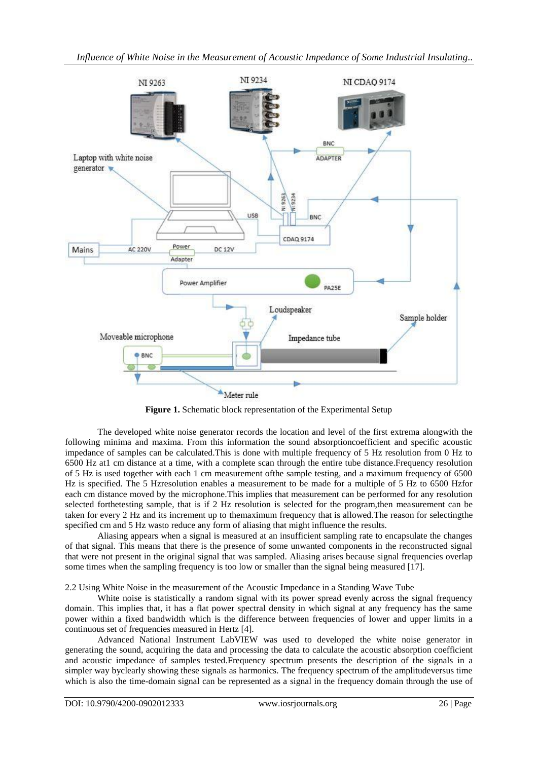**Figure 1.** Schematic block representation of the Experimental Setup

The developed white noise generator records the location and level of the first extrema alongwith the following minima and maxima. From this information the sound absorptioncoefficient and specific acoustic impedance of samples can be calculated.This is done with multiple frequency of 5 Hz resolution from 0 Hz to 6500 Hz at1 cm distance at a time, with a complete scan through the entire tube distance.Frequency resolution of 5 Hz is used together with each 1 cm measurement ofthe sample testing, and a maximum frequency of 6500 Hz is specified. The 5 Hzresolution enables a measurement to be made for a multiple of 5 Hz to 6500 Hzfor each cm distance moved by the microphone.This implies that measurement can be performed for any resolution selected forthetesting sample, that is if 2 Hz resolution is selected for the program,then measurement can be taken for every 2 Hz and its increment up to themaximum frequency that is allowed.The reason for selectingthe specified cm and 5 Hz wasto reduce any form of aliasing that might influence the results.

Aliasing appears when a signal is measured at an insufficient sampling rate to encapsulate the changes of that signal. This means that there is the presence of some unwanted components in the reconstructed signal that were not present in the original signal that was sampled. Aliasing arises because signal frequencies overlap some times when the sampling frequency is too low or smaller than the signal being measured [17].

2.2 Using White Noise in the measurement of the Acoustic Impedance in a Standing Wave Tube

White noise is statistically a random signal with its power spread evenly across the signal frequency domain. This implies that, it has a flat power spectral density in which signal at any frequency has the same power within a fixed bandwidth which is the difference between frequencies of lower and upper limits in a continuous set of frequencies measured in Hertz [4].

Advanced National Instrument LabVIEW was used to developed the white noise generator in generating the sound, acquiring the data and processing the data to calculate the acoustic absorption coefficient and acoustic impedance of samples tested.Frequency spectrum presents the description of the signals in a simpler way byclearly showing these signals as harmonics. The frequency spectrum of the amplitudeversus time which is also the time-domain signal can be represented as a signal in the frequency domain through the use of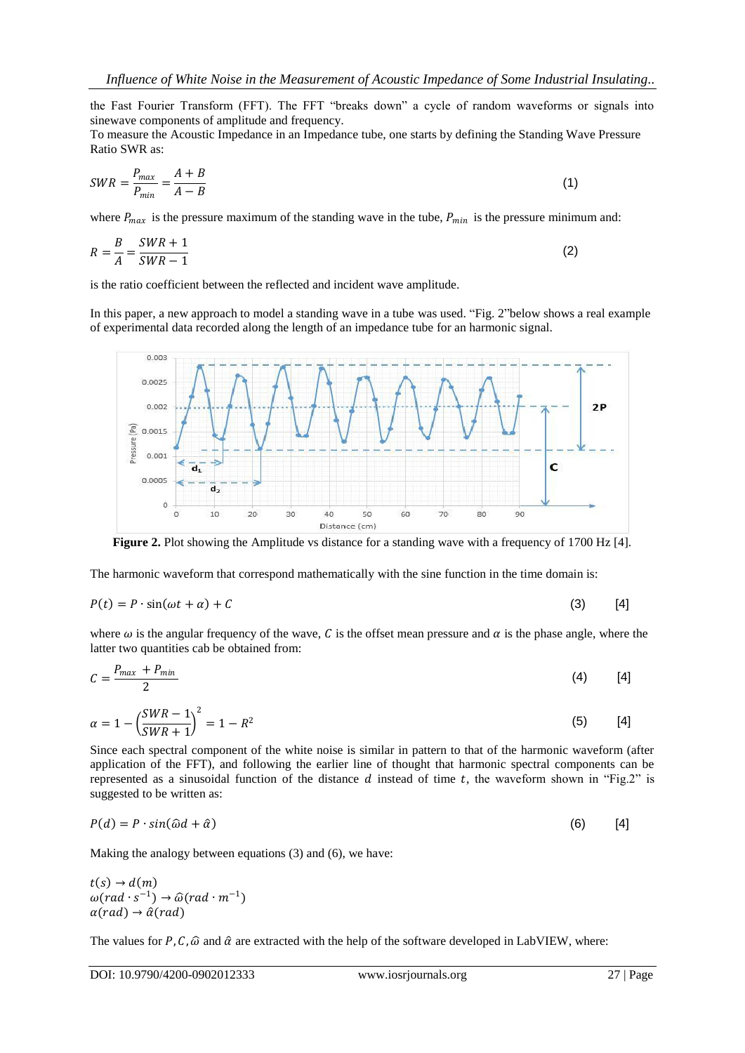the Fast Fourier Transform (FFT). The FFT "breaks down" a cycle of random waveforms or signals into sinewave components of amplitude and frequency.
To measure the Acoustic Impedance in an Impedance tube, one starts by defining the Standing Wave Pressure Ratio SWR as:

$$SWR = \frac{P_{max}}{P_{min}} = \frac{A+B}{A-B} \tag{1}$$

where $P_{max}$ is the pressure maximum of the standing wave in the tube, $P_{min}$ is the pressure minimum and:

$$R = \frac{B}{A} = \frac{SWR+1}{SWR-1} \tag{2}$$

is the ratio coefficient between the reflected and incident wave amplitude.

In this paper, a new approach to model a standing wave in a tube was used. "Fig. 2"below shows a real example of experimental data recorded along the length of an impedance tube for an harmonic signal.

**Figure 2.** Plot showing the Amplitude vs distance for a standing wave with a frequency of 1700 Hz [4].

The harmonic waveform that correspond mathematically with the sine function in the time domain is:

$$P(t) = P \cdot \sin(\omega t + \alpha) + C \tag{3} \quad [4]$$

where $\omega$ is the angular frequency of the wave, $C$ is the offset mean pressure and $\alpha$ is the phase angle, where the latter two quantities cab be obtained from:

$$C = \frac{P_{max} + P_{min}}{2} \tag{4} \quad [4]$$

$$\alpha = 1 - \left(\frac{SWR-1}{SWR+1}\right)^2 = 1 - R^2 \tag{5} \quad [4]$$

Since each spectral component of the white noise is similar in pattern to that of the harmonic waveform (after application of the FFT), and following the earlier line of thought that harmonic spectral components can be represented as a sinusoidal function of the distance $d$ instead of time $t$, the waveform shown in "Fig.2" is suggested to be written as:

$$P(d) = P \cdot sin(\widehat{\omega} d + \widehat{\alpha}) \tag{6} \quad [4]$$

Making the analogy between equations (3) and (6), we have:

$t(s) \rightarrow d(m)$
$\omega(rad \cdot s^{-1}) \rightarrow \widehat{\omega}(rad \cdot m^{-1})$
$\alpha(rad) \rightarrow \widehat{\alpha}(rad)$

The values for $P, C, \widehat{\omega}$ and $\widehat{\alpha}$ are extracted with the help of the software developed in LabVIEW, where: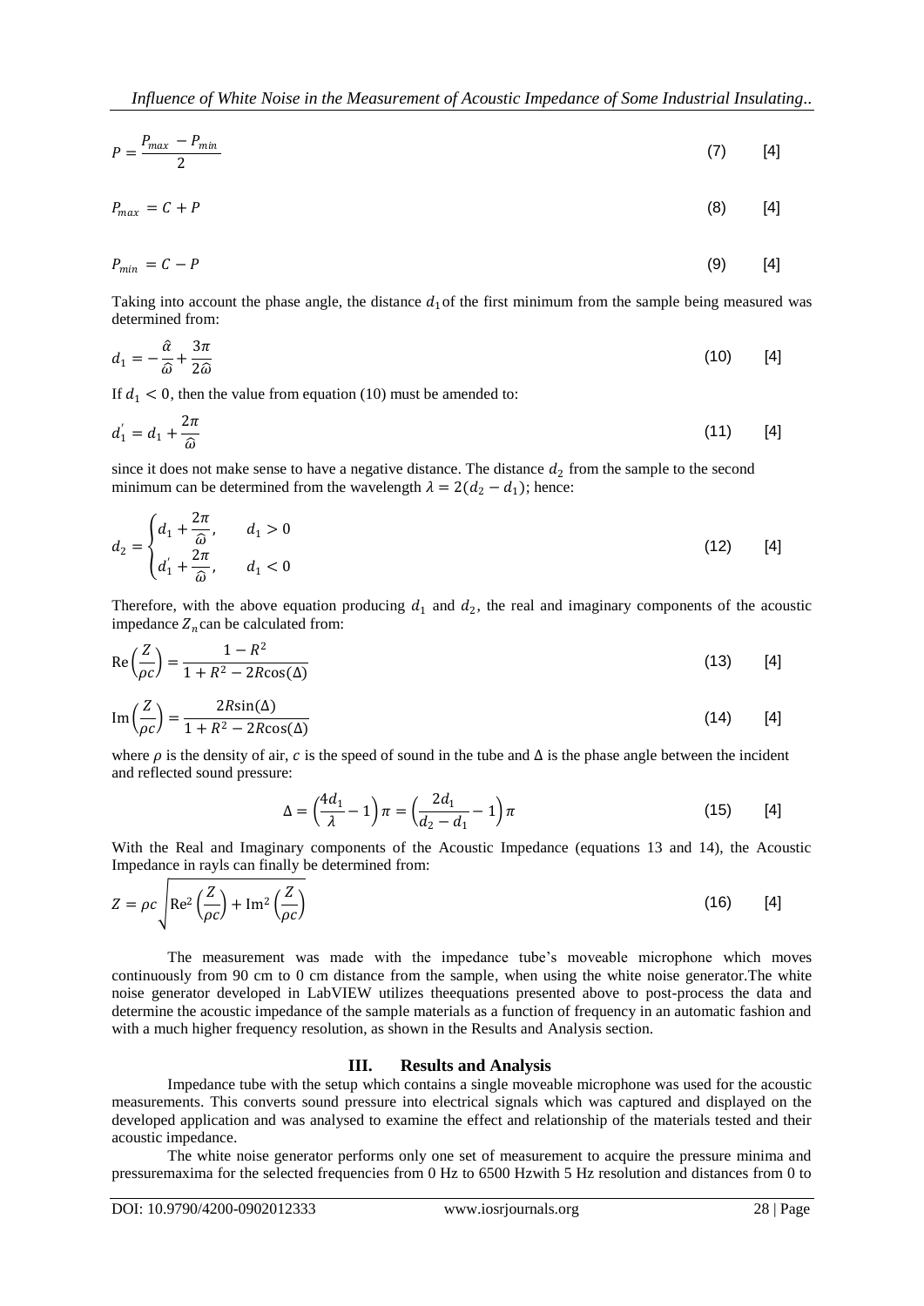$$P = \frac{P_{max} - P_{min}}{2} \qquad (7) \qquad [4]$$

$$P_{max} = C + P \qquad (8) \qquad [4]$$

$$P_{min} = C - P \qquad (9) \qquad [4]$$

Taking into account the phase angle, the distance $d_1$ of the first minimum from the sample being measured was determined from:

$$d_1 = -\frac{\hat{\alpha}}{\hat{\omega}} + \frac{3\pi}{2\hat{\omega}} \qquad (10) \qquad [4]$$

If $d_1 < 0$, then the value from equation (10) must be amended to:

$$d_1^{'} = d_1 + \frac{2\pi}{\hat{\omega}} \qquad (11) \qquad [4]$$

since it does not make sense to have a negative distance. The distance $d_2$ from the sample to the second minimum can be determined from the wavelength $\lambda = 2(d_2 - d_1)$; hence:

$$d_2 = \begin{cases} d_1 + \frac{2\pi}{\hat{\omega}}, & d_1 > 0 \\ d_1^{'} + \frac{2\pi}{\hat{\omega}}, & d_1 < 0 \end{cases} \qquad (12) \qquad [4]$$

Therefore, with the above equation producing $d_1$ and $d_2$, the real and imaginary components of the acoustic impedance $Z_n$ can be calculated from:

$$\mathrm{Re}\left(\frac{Z}{\rho c}\right) = \frac{1 - R^2}{1 + R^2 - 2R\cos(\Delta)} \qquad (13) \qquad [4]$$

$$\mathrm{Im}\left(\frac{Z}{\rho c}\right) = \frac{2R\sin(\Delta)}{1 + R^2 - 2R\cos(\Delta)} \qquad (14) \qquad [4]$$

where $\rho$ is the density of air, $c$ is the speed of sound in the tube and $\Delta$ is the phase angle between the incident and reflected sound pressure:

$$\Delta = \left(\frac{4d_1}{\lambda} - 1\right)\pi = \left(\frac{2d_1}{d_2 - d_1} - 1\right)\pi \qquad (15) \qquad [4]$$

With the Real and Imaginary components of the Acoustic Impedance (equations 13 and 14), the Acoustic Impedance in rayls can finally be determined from:

$$Z = \rho c \sqrt{\mathrm{Re}^2\left(\frac{Z}{\rho c}\right) + \mathrm{Im}^2\left(\frac{Z}{\rho c}\right)} \qquad (16) \qquad [4]$$

The measurement was made with the impedance tube's moveable microphone which moves continuously from 90 cm to 0 cm distance from the sample, when using the white noise generator.The white noise generator developed in LabVIEW utilizes theequations presented above to post-process the data and determine the acoustic impedance of the sample materials as a function of frequency in an automatic fashion and with a much higher frequency resolution, as shown in the Results and Analysis section.

## III. Results and Analysis

Impedance tube with the setup which contains a single moveable microphone was used for the acoustic measurements. This converts sound pressure into electrical signals which was captured and displayed on the developed application and was analysed to examine the effect and relationship of the materials tested and their acoustic impedance.

The white noise generator performs only one set of measurement to acquire the pressure minima and pressuremaxima for the selected frequencies from 0 Hz to 6500 Hzwith 5 Hz resolution and distances from 0 to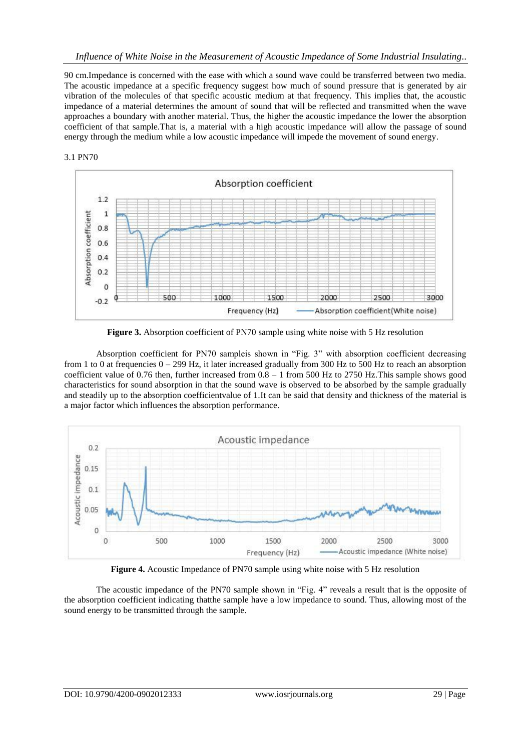90 cm.Impedance is concerned with the ease with which a sound wave could be transferred between two media. The acoustic impedance at a specific frequency suggest how much of sound pressure that is generated by air vibration of the molecules of that specific acoustic medium at that frequency. This implies that, the acoustic impedance of a material determines the amount of sound that will be reflected and transmitted when the wave approaches a boundary with another material. Thus, the higher the acoustic impedance the lower the absorption coefficient of that sample.That is, a material with a high acoustic impedance will allow the passage of sound energy through the medium while a low acoustic impedance will impede the movement of sound energy.

### 3.1 PN70

**Figure 3.** Absorption coefficient of PN70 sample using white noise with 5 Hz resolution

Absorption coefficient for PN70 sampleis shown in "Fig. 3" with absorption coefficient decreasing from 1 to 0 at frequencies 0 – 299 Hz, it later increased gradually from 300 Hz to 500 Hz to reach an absorption coefficient value of 0.76 then, further increased from 0.8 – 1 from 500 Hz to 2750 Hz.This sample shows good characteristics for sound absorption in that the sound wave is observed to be absorbed by the sample gradually and steadily up to the absorption coefficientvalue of 1.It can be said that density and thickness of the material is a major factor which influences the absorption performance.

**Figure 4.** Acoustic Impedance of PN70 sample using white noise with 5 Hz resolution

The acoustic impedance of the PN70 sample shown in "Fig. 4" reveals a result that is the opposite of the absorption coefficient indicating thatthe sample have a low impedance to sound. Thus, allowing most of the sound energy to be transmitted through the sample.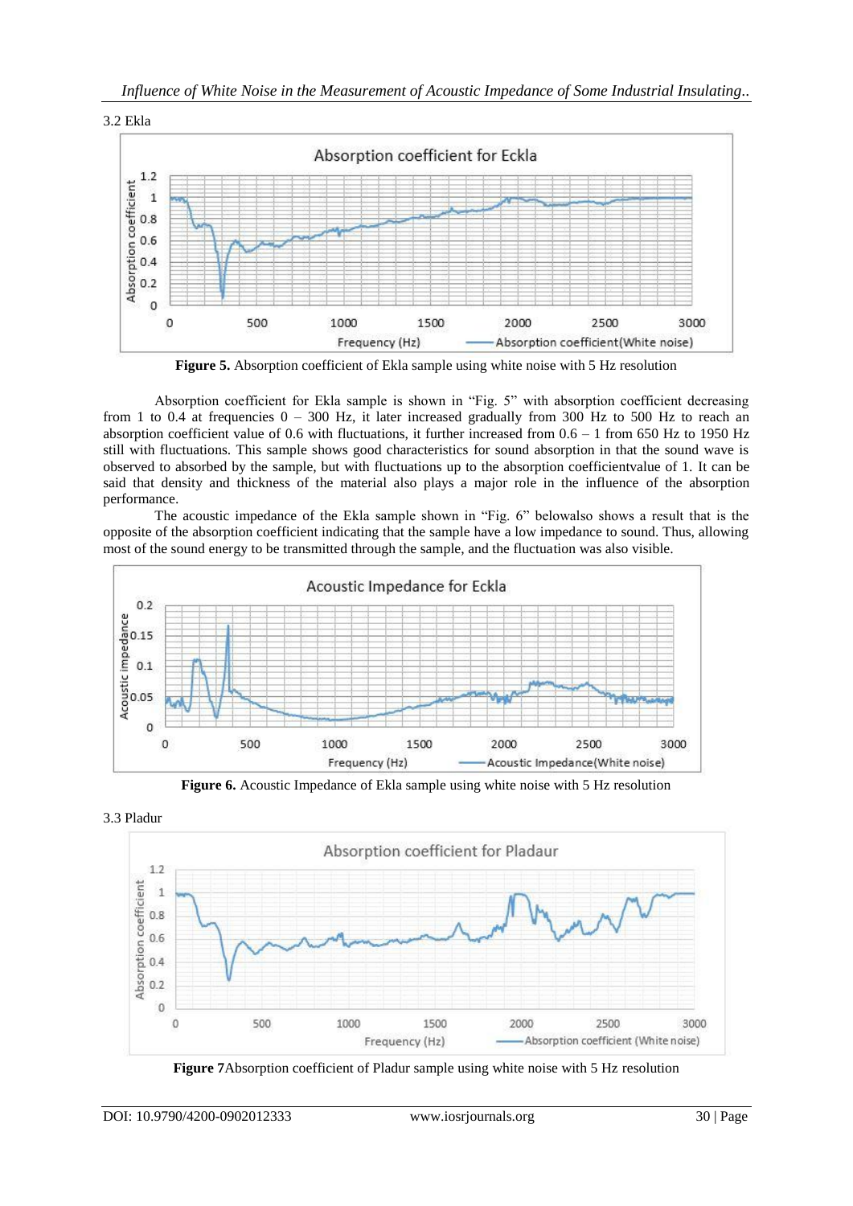### 3.2 Ekla

**Figure 5.** Absorption coefficient of Ekla sample using white noise with 5 Hz resolution

Absorption coefficient for Ekla sample is shown in "Fig. 5" with absorption coefficient decreasing from 1 to 0.4 at frequencies 0 – 300 Hz, it later increased gradually from 300 Hz to 500 Hz to reach an absorption coefficient value of 0.6 with fluctuations, it further increased from 0.6 – 1 from 650 Hz to 1950 Hz still with fluctuations. This sample shows good characteristics for sound absorption in that the sound wave is observed to absorbed by the sample, but with fluctuations up to the absorption coefficientvalue of 1. It can be said that density and thickness of the material also plays a major role in the influence of the absorption performance.

The acoustic impedance of the Ekla sample shown in "Fig. 6" belowalso shows a result that is the opposite of the absorption coefficient indicating that the sample have a low impedance to sound. Thus, allowing most of the sound energy to be transmitted through the sample, and the fluctuation was also visible.

**Figure 6.** Acoustic Impedance of Ekla sample using white noise with 5 Hz resolution

### 3.3 Pladur

**Figure 7**Absorption coefficient of Pladur sample using white noise with 5 Hz resolution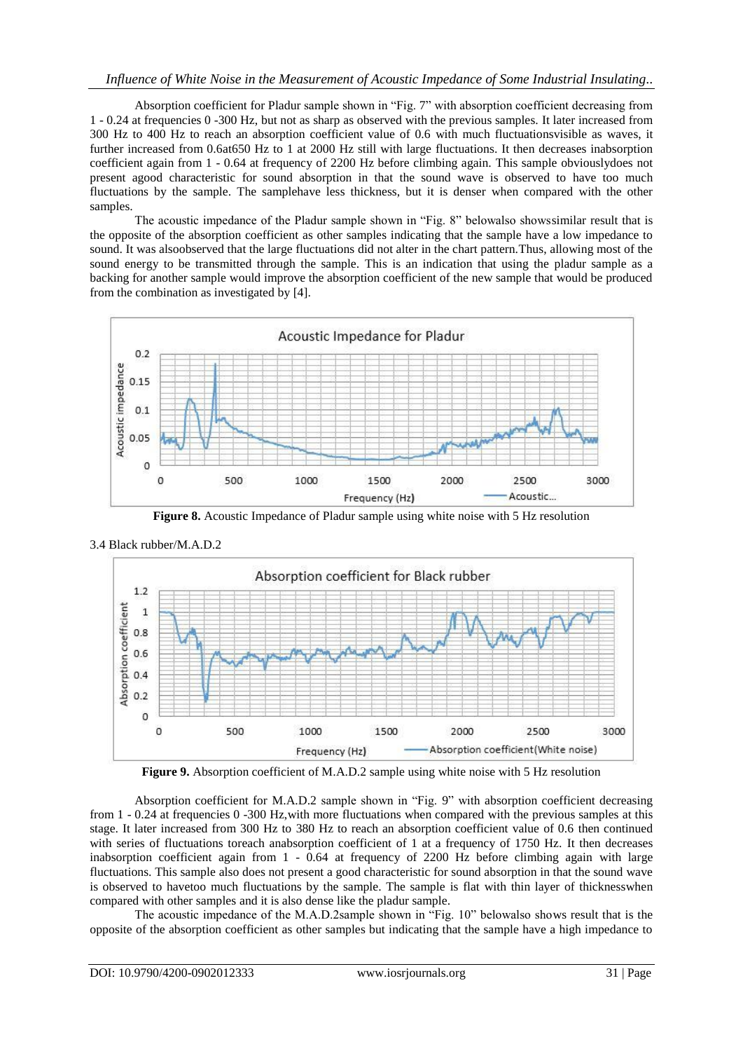Absorption coefficient for Pladur sample shown in "Fig. 7" with absorption coefficient decreasing from 1 - 0.24 at frequencies 0 -300 Hz, but not as sharp as observed with the previous samples. It later increased from 300 Hz to 400 Hz to reach an absorption coefficient value of 0.6 with much fluctuationsvisible as waves, it further increased from 0.6at650 Hz to 1 at 2000 Hz still with large fluctuations. It then decreases inabsorption coefficient again from 1 - 0.64 at frequency of 2200 Hz before climbing again. This sample obviouslydoes not present agood characteristic for sound absorption in that the sound wave is observed to have too much fluctuations by the sample. The samplehave less thickness, but it is denser when compared with the other samples.

The acoustic impedance of the Pladur sample shown in "Fig. 8" belowalso showssimilar result that is the opposite of the absorption coefficient as other samples indicating that the sample have a low impedance to sound. It was alsoobserved that the large fluctuations did not alter in the chart pattern.Thus, allowing most of the sound energy to be transmitted through the sample. This is an indication that using the pladur sample as a backing for another sample would improve the absorption coefficient of the new sample that would be produced from the combination as investigated by [4].

**Figure 8.** Acoustic Impedance of Pladur sample using white noise with 5 Hz resolution

3.4 Black rubber/M.A.D.2

**Figure 9.** Absorption coefficient of M.A.D.2 sample using white noise with 5 Hz resolution

Absorption coefficient for M.A.D.2 sample shown in "Fig. 9" with absorption coefficient decreasing from 1 - 0.24 at frequencies 0 -300 Hz,with more fluctuations when compared with the previous samples at this stage. It later increased from 300 Hz to 380 Hz to reach an absorption coefficient value of 0.6 then continued with series of fluctuations toreach anabsorption coefficient of 1 at a frequency of 1750 Hz. It then decreases inabsorption coefficient again from 1 - 0.64 at frequency of 2200 Hz before climbing again with large fluctuations. This sample also does not present a good characteristic for sound absorption in that the sound wave is observed to havetoo much fluctuations by the sample. The sample is flat with thin layer of thicknesswhen compared with other samples and it is also dense like the pladur sample.

The acoustic impedance of the M.A.D.2sample shown in "Fig. 10" belowalso shows result that is the opposite of the absorption coefficient as other samples but indicating that the sample have a high impedance to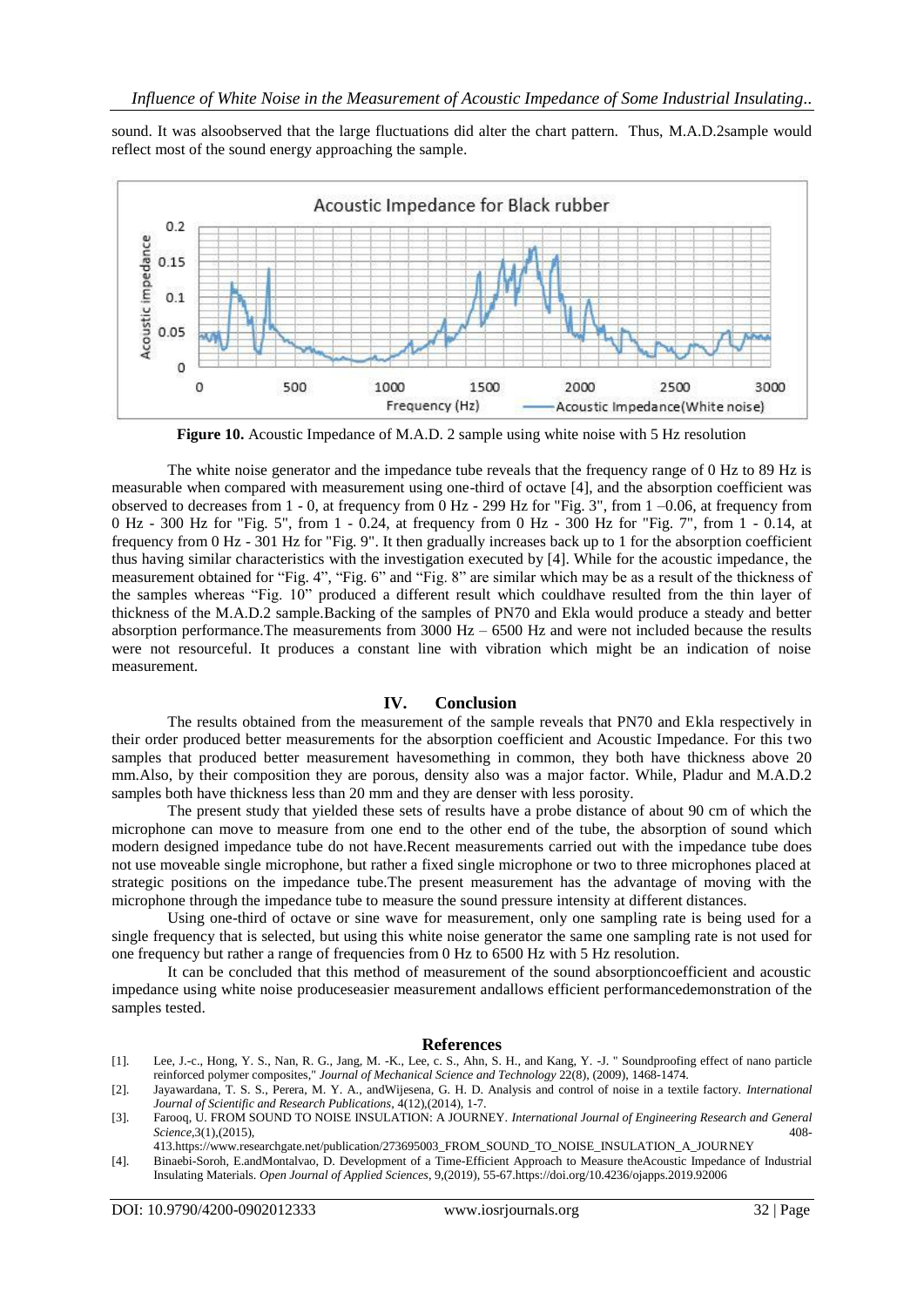sound. It was alsoobserved that the large fluctuations did alter the chart pattern. Thus, M.A.D.2sample would reflect most of the sound energy approaching the sample.

**Figure 10.** Acoustic Impedance of M.A.D. 2 sample using white noise with 5 Hz resolution

The white noise generator and the impedance tube reveals that the frequency range of 0 Hz to 89 Hz is measurable when compared with measurement using one-third of octave [4], and the absorption coefficient was observed to decreases from 1 - 0, at frequency from 0 Hz - 299 Hz for "Fig. 3", from 1 –0.06, at frequency from 0 Hz - 300 Hz for "Fig. 5", from 1 - 0.24, at frequency from 0 Hz - 300 Hz for "Fig. 7", from 1 - 0.14, at frequency from 0 Hz - 301 Hz for "Fig. 9". It then gradually increases back up to 1 for the absorption coefficient thus having similar characteristics with the investigation executed by [4]. While for the acoustic impedance, the measurement obtained for "Fig. 4", "Fig. 6" and "Fig. 8" are similar which may be as a result of the thickness of the samples whereas "Fig. 10" produced a different result which couldhave resulted from the thin layer of thickness of the M.A.D.2 sample.Backing of the samples of PN70 and Ekla would produce a steady and better absorption performance.The measurements from 3000 Hz – 6500 Hz and were not included because the results were not resourceful. It produces a constant line with vibration which might be an indication of noise measurement.

## IV. Conclusion

The results obtained from the measurement of the sample reveals that PN70 and Ekla respectively in their order produced better measurements for the absorption coefficient and Acoustic Impedance. For this two samples that produced better measurement havesomething in common, they both have thickness above 20 mm.Also, by their composition they are porous, density also was a major factor. While, Pladur and M.A.D.2 samples both have thickness less than 20 mm and they are denser with less porosity.

The present study that yielded these sets of results have a probe distance of about 90 cm of which the microphone can move to measure from one end to the other end of the tube, the absorption of sound which modern designed impedance tube do not have.Recent measurements carried out with the impedance tube does not use moveable single microphone, but rather a fixed single microphone or two to three microphones placed at strategic positions on the impedance tube.The present measurement has the advantage of moving with the microphone through the impedance tube to measure the sound pressure intensity at different distances.

Using one-third of octave or sine wave for measurement, only one sampling rate is being used for a single frequency that is selected, but using this white noise generator the same one sampling rate is not used for one frequency but rather a range of frequencies from 0 Hz to 6500 Hz with 5 Hz resolution.

It can be concluded that this method of measurement of the sound absorptioncoefficient and acoustic impedance using white noise produceseasier measurement andallows efficient performancedemonstration of the samples tested.

## References

[1]. Lee, J.-c., Hong, Y. S., Nan, R. G., Jang, M. -K., Lee, c. S., Ahn, S. H., and Kang, Y. -J. " Soundproofing effect of nano particle reinforced polymer composites," *Journal of Mechanical Science and Technology* 22(8), (2009), 1468-1474.

[2]. Jayawardana, T. S. S., Perera, M. Y. A., andWijesena, G. H. D. Analysis and control of noise in a textile factory. *International Journal of Scientific and Research Publications*, 4(12),(2014), 1-7.

[3]. Farooq, U. FROM SOUND TO NOISE INSULATION: A JOURNEY. *International Journal of Engineering Research and General Science*,3(1),(2015), 408-413.https://www.researchgate.net/publication/273695003_FROM_SOUND_TO_NOISE_INSULATION_A_JOURNEY

[4]. Binaebi-Soroh, E.andMontalvao, D. Development of a Time-Efficient Approach to Measure theAcoustic Impedance of Industrial Insulating Materials. *Open Journal of Applied Sciences*, 9,(2019), 55-67.https://doi.org/10.4236/ojapps.2019.92006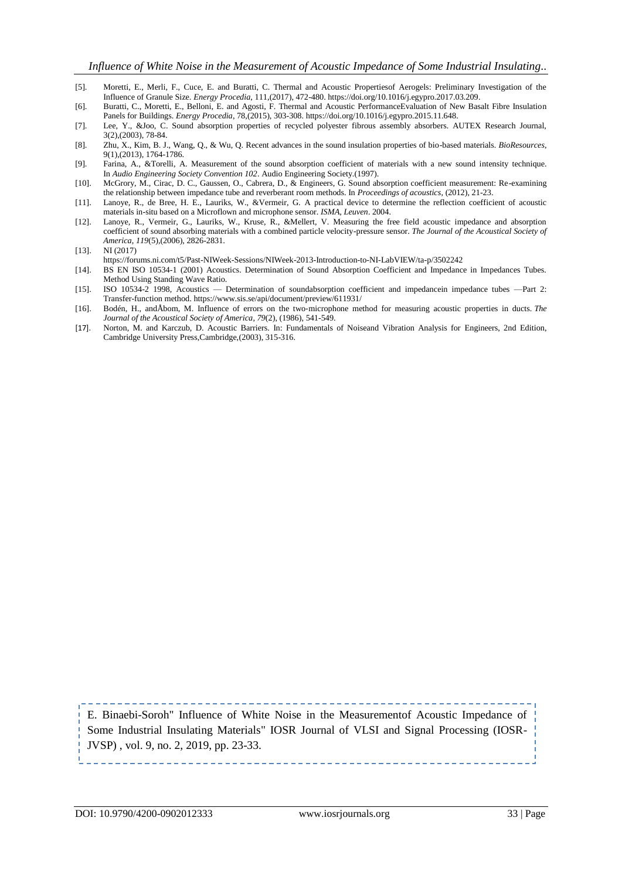[5]. Moretti, E., Merli, F., Cuce, E. and Buratti, C. Thermal and Acoustic Propertiesof Aerogels: Preliminary Investigation of the Influence of Granule Size. *Energy Procedia*, 111,(2017), 472-480. https://doi.org/10.1016/j.egypro.2017.03.209.

[6]. Buratti, C., Moretti, E., Belloni, E. and Agosti, F. Thermal and Acoustic PerformanceEvaluation of New Basalt Fibre Insulation Panels for Buildings. *Energy Procedia*, 78,(2015), 303-308. https://doi.org/10.1016/j.egypro.2015.11.648.

[7]. Lee, Y., &Joo, C. Sound absorption properties of recycled polyester fibrous assembly absorbers. AUTEX Research Journal, 3(2),(2003), 78-84.

[8]. Zhu, X., Kim, B. J., Wang, Q., & Wu, Q. Recent advances in the sound insulation properties of bio-based materials. *BioResources*, 9(1),(2013), 1764-1786.

[9]. Farina, A., &Torelli, A. Measurement of the sound absorption coefficient of materials with a new sound intensity technique. In *Audio Engineering Society Convention 102*. Audio Engineering Society.(1997).

[10]. McGrory, M., Cirac, D. C., Gaussen, O., Cabrera, D., & Engineers, G. Sound absorption coefficient measurement: Re-examining the relationship between impedance tube and reverberant room methods. In *Proceedings of acoustics*, (2012), 21-23.

[11]. Lanoye, R., de Bree, H. E., Lauriks, W., &Vermeir, G. A practical device to determine the reflection coefficient of acoustic materials in-situ based on a Microflown and microphone sensor. *ISMA, Leuven*. 2004.

[12]. Lanoye, R., Vermeir, G., Lauriks, W., Kruse, R., &Mellert, V. Measuring the free field acoustic impedance and absorption coefficient of sound absorbing materials with a combined particle velocity-pressure sensor. *The Journal of the Acoustical Society of America*, *119*(5),(2006), 2826-2831.

[13]. NI (2017) https://forums.ni.com/t5/Past-NIWeek-Sessions/NIWeek-2013-Introduction-to-NI-LabVIEW/ta-p/3502242

[14]. BS EN ISO 10534-1 (2001) Acoustics. Determination of Sound Absorption Coefficient and Impedance in Impedances Tubes. Method Using Standing Wave Ratio.

[15]. ISO 10534-2 1998, Acoustics — Determination of soundabsorption coefficient and impedancein impedance tubes —Part 2: Transfer-function method. https://www.sis.se/api/document/preview/611931/

[16]. Bodén, H., andÅbom, M. Influence of errors on the two-microphone method for measuring acoustic properties in ducts. *The Journal of the Acoustical Society of America*, *79*(2), (1986), 541-549.

[17]. Norton, M. and Karczub, D. Acoustic Barriers. In: Fundamentals of Noiseand Vibration Analysis for Engineers, 2nd Edition, Cambridge University Press,Cambridge,(2003), 315-316.

E. Binaebi-Soroh" Influence of White Noise in the Measurementof Acoustic Impedance of Some Industrial Insulating Materials" IOSR Journal of VLSI and Signal Processing (IOSR-JVSP) , vol. 9, no. 2, 2019, pp. 23-33.